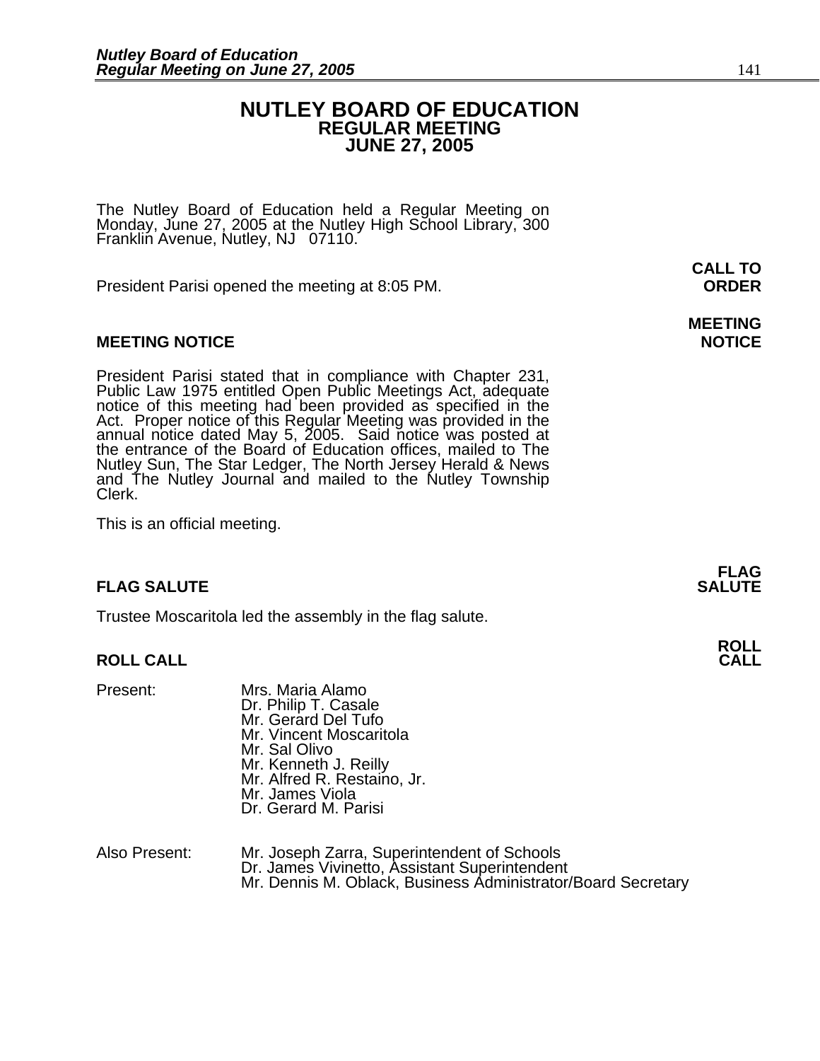# NUTLEY BOARD OF EDUCATION
## REGULAR MEETING
## JUNE 27, 2005

The Nutley Board of Education held a Regular Meeting on Monday, June 27, 2005 at the Nutley High School Library, 300 Franklin Avenue, Nutley, NJ 07110.

**CALL TO ORDER**

President Parisi opened the meeting at 8:05 PM.

**MEETING NOTICE**

### MEETING NOTICE

President Parisi stated that in compliance with Chapter 231, Public Law 1975 entitled Open Public Meetings Act, adequate notice of this meeting had been provided as specified in the Act. Proper notice of this Regular Meeting was provided in the annual notice dated May 5, 2005. Said notice was posted at the entrance of the Board of Education offices, mailed to The Nutley Sun, The Star Ledger, The North Jersey Herald & News and The Nutley Journal and mailed to the Nutley Township Clerk.

This is an official meeting.

**FLAG SALUTE**

### FLAG SALUTE

Trustee Moscaritola led the assembly in the flag salute.

**ROLL CALL**

### ROLL CALL

| | |
|---|---|
| Present: | Mrs. Maria Alamo |
| | Dr. Philip T. Casale |
| | Mr. Gerard Del Tufo |
| | Mr. Vincent Moscaritola |
| | Mr. Sal Olivo |
| | Mr. Kenneth J. Reilly |
| | Mr. Alfred R. Restaino, Jr. |
| | Mr. James Viola |
| | Dr. Gerard M. Parisi |
| Also Present: | Mr. Joseph Zarra, Superintendent of Schools |
| | Dr. James Vivinetto, Assistant Superintendent |
| | Mr. Dennis M. Oblack, Business Administrator/Board Secretary |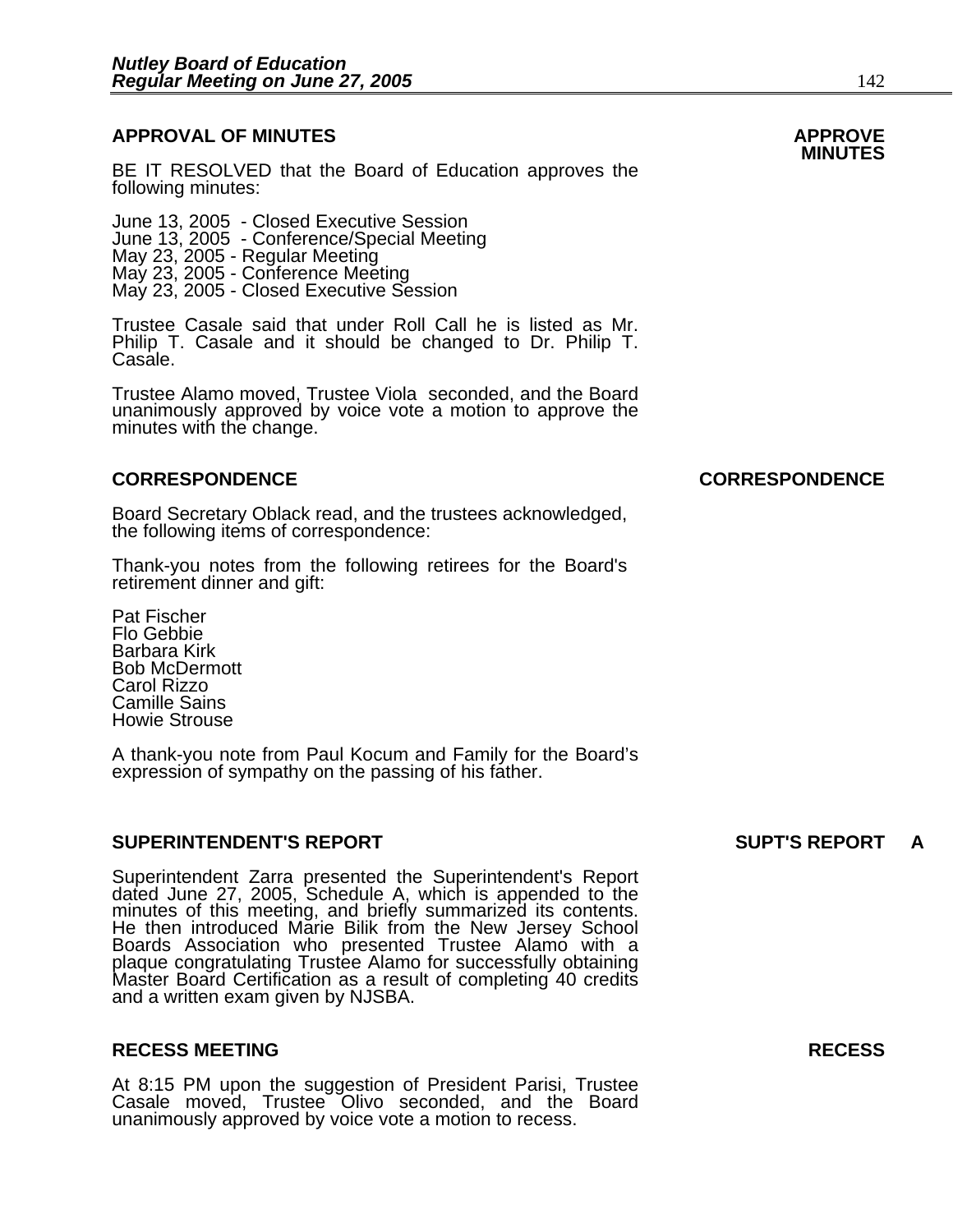## APPROVAL OF MINUTES

**APPROVE MINUTES**

BE IT RESOLVED that the Board of Education approves the following minutes:

June 13, 2005 - Closed Executive Session
June 13, 2005 - Conference/Special Meeting
May 23, 2005 - Regular Meeting
May 23, 2005 - Conference Meeting
May 23, 2005 - Closed Executive Session

Trustee Casale said that under Roll Call he is listed as Mr. Philip T. Casale and it should be changed to Dr. Philip T. Casale.

Trustee Alamo moved, Trustee Viola seconded, and the Board unanimously approved by voice vote a motion to approve the minutes with the change.

## CORRESPONDENCE

**CORRESPONDENCE**

Board Secretary Oblack read, and the trustees acknowledged, the following items of correspondence:

Thank-you notes from the following retirees for the Board's retirement dinner and gift:

Pat Fischer
Flo Gebbie
Barbara Kirk
Bob McDermott
Carol Rizzo
Camille Sains
Howie Strouse

A thank-you note from Paul Kocum and Family for the Board's expression of sympathy on the passing of his father.

## SUPERINTENDENT'S REPORT

**SUPT'S REPORT A**

Superintendent Zarra presented the Superintendent's Report dated June 27, 2005, Schedule A, which is appended to the minutes of this meeting, and briefly summarized its contents. He then introduced Marie Bilik from the New Jersey School Boards Association who presented Trustee Alamo with a plaque congratulating Trustee Alamo for successfully obtaining Master Board Certification as a result of completing 40 credits and a written exam given by NJSBA.

## RECESS MEETING

**RECESS**

At 8:15 PM upon the suggestion of President Parisi, Trustee Casale moved, Trustee Olivo seconded, and the Board unanimously approved by voice vote a motion to recess.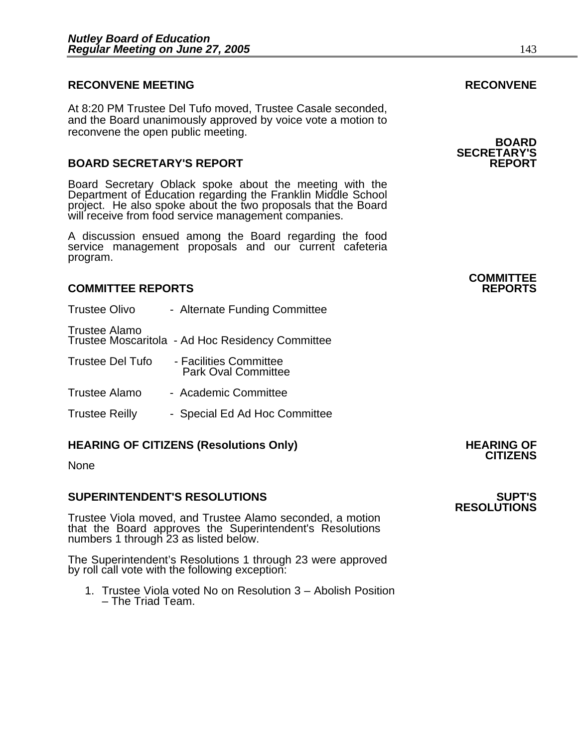## RECONVENE MEETING

**RECONVENE**

At 8:20 PM Trustee Del Tufo moved, Trustee Casale seconded, and the Board unanimously approved by voice vote a motion to reconvene the open public meeting.

## BOARD SECRETARY'S REPORT

**BOARD SECRETARY'S REPORT**

Board Secretary Oblack spoke about the meeting with the Department of Education regarding the Franklin Middle School project. He also spoke about the two proposals that the Board will receive from food service management companies.

A discussion ensued among the Board regarding the food service management proposals and our current cafeteria program.

## COMMITTEE REPORTS

**COMMITTEE REPORTS**

Trustee Olivo - Alternate Funding Committee

Trustee Alamo
Trustee Moscaritola - Ad Hoc Residency Committee

Trustee Del Tufo - Facilities Committee
Park Oval Committee

Trustee Alamo - Academic Committee

Trustee Reilly - Special Ed Ad Hoc Committee

## HEARING OF CITIZENS (Resolutions Only)

**HEARING OF CITIZENS**

None

## SUPERINTENDENT'S RESOLUTIONS

**SUPT'S RESOLUTIONS**

Trustee Viola moved, and Trustee Alamo seconded, a motion that the Board approves the Superintendent's Resolutions numbers 1 through 23 as listed below.

The Superintendent's Resolutions 1 through 23 were approved by roll call vote with the following exception:

1. Trustee Viola voted No on Resolution 3 – Abolish Position – The Triad Team.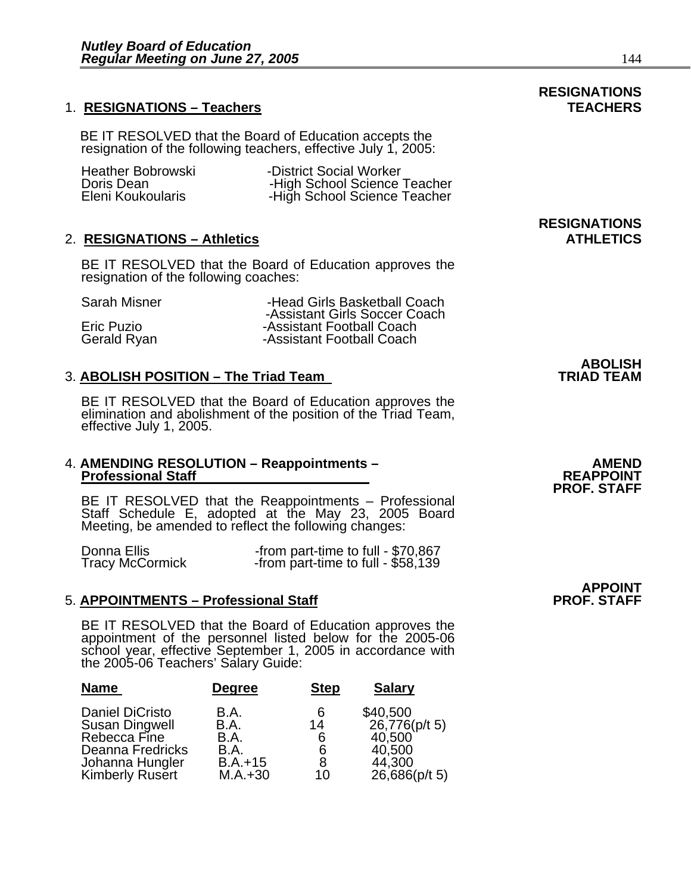**RESIGNATIONS TEACHERS**

1. **RESIGNATIONS – Teachers**

BE IT RESOLVED that the Board of Education accepts the resignation of the following teachers, effective July 1, 2005:

| | |
|---|---|
| Heather Bobrowski | -District Social Worker |
| Doris Dean | -High School Science Teacher |
| Eleni Koukoularis | -High School Science Teacher |

**RESIGNATIONS ATHLETICS**

2. **RESIGNATIONS – Athletics**

BE IT RESOLVED that the Board of Education approves the resignation of the following coaches:

| | |
|---|---|
| Sarah Misner | -Head Girls Basketball Coach<br>-Assistant Girls Soccer Coach |
| Eric Puzio | -Assistant Football Coach |
| Gerald Ryan | -Assistant Football Coach |

**ABOLISH TRIAD TEAM**

3. **ABOLISH POSITION – The Triad Team**

BE IT RESOLVED that the Board of Education approves the elimination and abolishment of the position of the Triad Team, effective July 1, 2005.

**AMEND REAPPOINT PROF. STAFF**

4. **AMENDING RESOLUTION – Reappointments – Professional Staff**

BE IT RESOLVED that the Reappointments – Professional Staff Schedule E, adopted at the May 23, 2005 Board Meeting, be amended to reflect the following changes:

| | |
|---|---|
| Donna Ellis | -from part-time to full - $70,867 |
| Tracy McCormick | -from part-time to full - $58,139 |

**APPOINT PROF. STAFF**

5. **APPOINTMENTS – Professional Staff**

BE IT RESOLVED that the Board of Education approves the appointment of the personnel listed below for the 2005-06 school year, effective September 1, 2005 in accordance with the 2005-06 Teachers' Salary Guide:

| Name | Degree | Step | Salary |
|---|---|---|---|
| Daniel DiCristo | B.A. | 6 | $40,500 |
| Susan Dingwell | B.A. | 14 | 26,776(p/t 5) |
| Rebecca Fine | B.A. | 6 | 40,500 |
| Deanna Fredricks | B.A. | 6 | 40,500 |
| Johanna Hungler | B.A.+15 | 8 | 44,300 |
| Kimberly Rusert | M.A.+30 | 10 | 26,686(p/t 5) |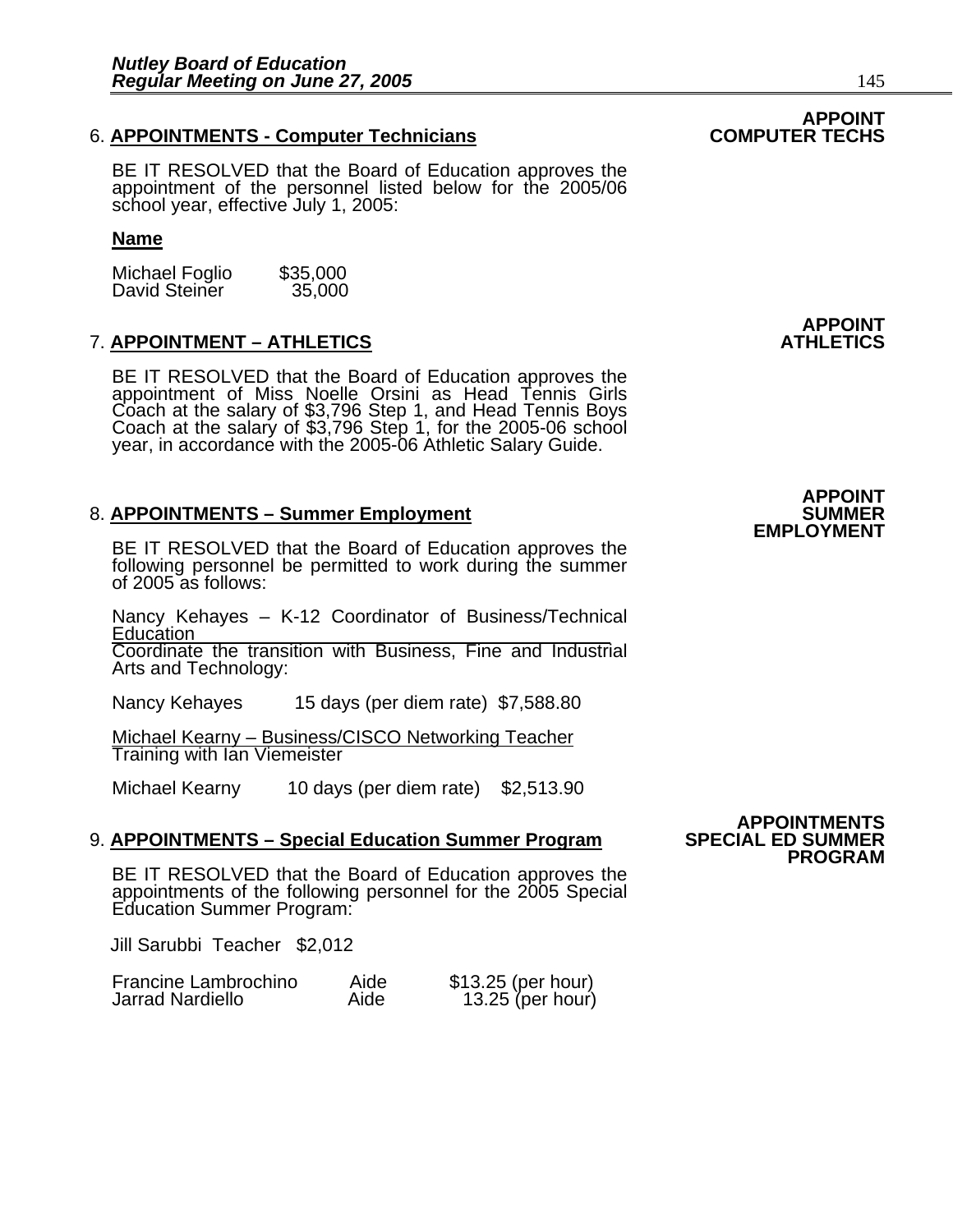**APPOINT COMPUTER TECHS**

6. **APPOINTMENTS - Computer Technicians**

BE IT RESOLVED that the Board of Education approves the appointment of the personnel listed below for the 2005/06 school year, effective July 1, 2005:

| **Name** | |
|---|---|
| Michael Foglio | $35,000 |
| David Steiner | 35,000 |

**APPOINT ATHLETICS**

7. **APPOINTMENT – ATHLETICS**

BE IT RESOLVED that the Board of Education approves the appointment of Miss Noelle Orsini as Head Tennis Girls Coach at the salary of $3,796 Step 1, and Head Tennis Boys Coach at the salary of $3,796 Step 1, for the 2005-06 school year, in accordance with the 2005-06 Athletic Salary Guide.

**APPOINT SUMMER EMPLOYMENT**

8. **APPOINTMENTS – Summer Employment**

BE IT RESOLVED that the Board of Education approves the following personnel be permitted to work during the summer of 2005 as follows:

Nancy Kehayes – K-12 Coordinator of Business/Technical Education
Coordinate the transition with Business, Fine and Industrial Arts and Technology:

Nancy Kehayes 15 days (per diem rate) $7,588.80

Michael Kearny – Business/CISCO Networking Teacher
Training with Ian Viemeister

Michael Kearny 10 days (per diem rate) $2,513.90

**APPOINTMENTS SPECIAL ED SUMMER PROGRAM**

9. **APPOINTMENTS – Special Education Summer Program**

BE IT RESOLVED that the Board of Education approves the appointments of the following personnel for the 2005 Special Education Summer Program:

Jill Sarubbi Teacher $2,012

| | | |
|---|---|---|
| Francine Lambrochino | Aide | $13.25 (per hour) |
| Jarrad Nardiello | Aide | 13.25 (per hour) |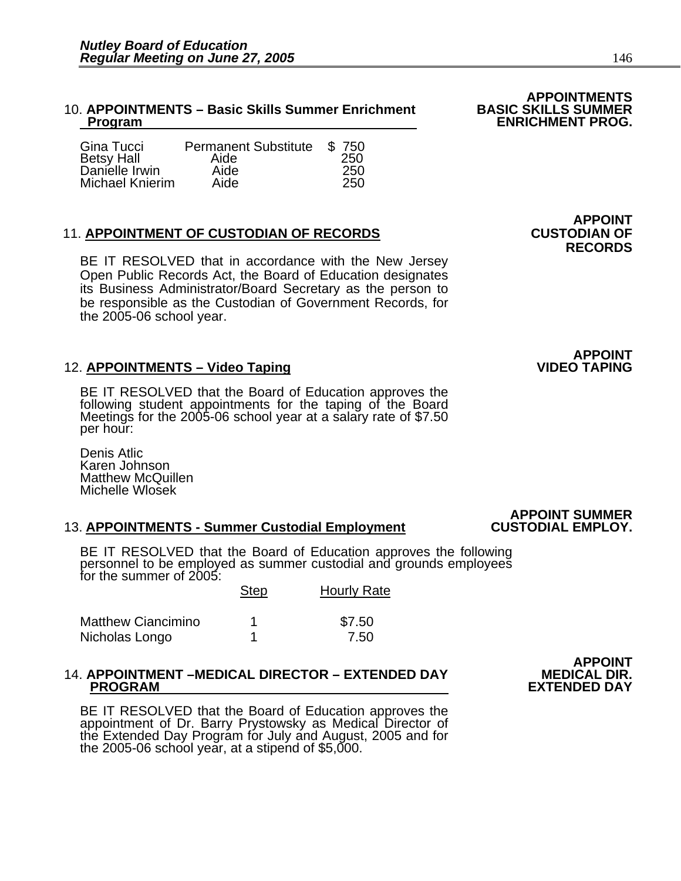**APPOINTMENTS BASIC SKILLS SUMMER ENRICHMENT PROG.**

10. **APPOINTMENTS – Basic Skills Summer Enrichment Program**

| | | |
|---|---|---|
| Gina Tucci | Permanent Substitute | $ 750 |
| Betsy Hall | Aide | 250 |
| Danielle Irwin | Aide | 250 |
| Michael Knierim | Aide | 250 |

**APPOINT CUSTODIAN OF RECORDS**

11. **APPOINTMENT OF CUSTODIAN OF RECORDS**

BE IT RESOLVED that in accordance with the New Jersey Open Public Records Act, the Board of Education designates its Business Administrator/Board Secretary as the person to be responsible as the Custodian of Government Records, for the 2005-06 school year.

**APPOINT VIDEO TAPING**

12. **APPOINTMENTS – Video Taping**

BE IT RESOLVED that the Board of Education approves the following student appointments for the taping of the Board Meetings for the 2005-06 school year at a salary rate of $7.50 per hour:

Denis Atlic
Karen Johnson
Matthew McQuillen
Michelle Wlosek

**APPOINT SUMMER CUSTODIAL EMPLOY.**

13. **APPOINTMENTS - Summer Custodial Employment**

BE IT RESOLVED that the Board of Education approves the following personnel to be employed as summer custodial and grounds employees for the summer of 2005:

| | Step | Hourly Rate |
|---|---|---|
| Matthew Ciancimino | 1 | $7.50 |
| Nicholas Longo | 1 | 7.50 |

**APPOINT MEDICAL DIR. EXTENDED DAY**

14. **APPOINTMENT –MEDICAL DIRECTOR – EXTENDED DAY PROGRAM**

BE IT RESOLVED that the Board of Education approves the appointment of Dr. Barry Prystowsky as Medical Director of the Extended Day Program for July and August, 2005 and for the 2005-06 school year, at a stipend of $5,000.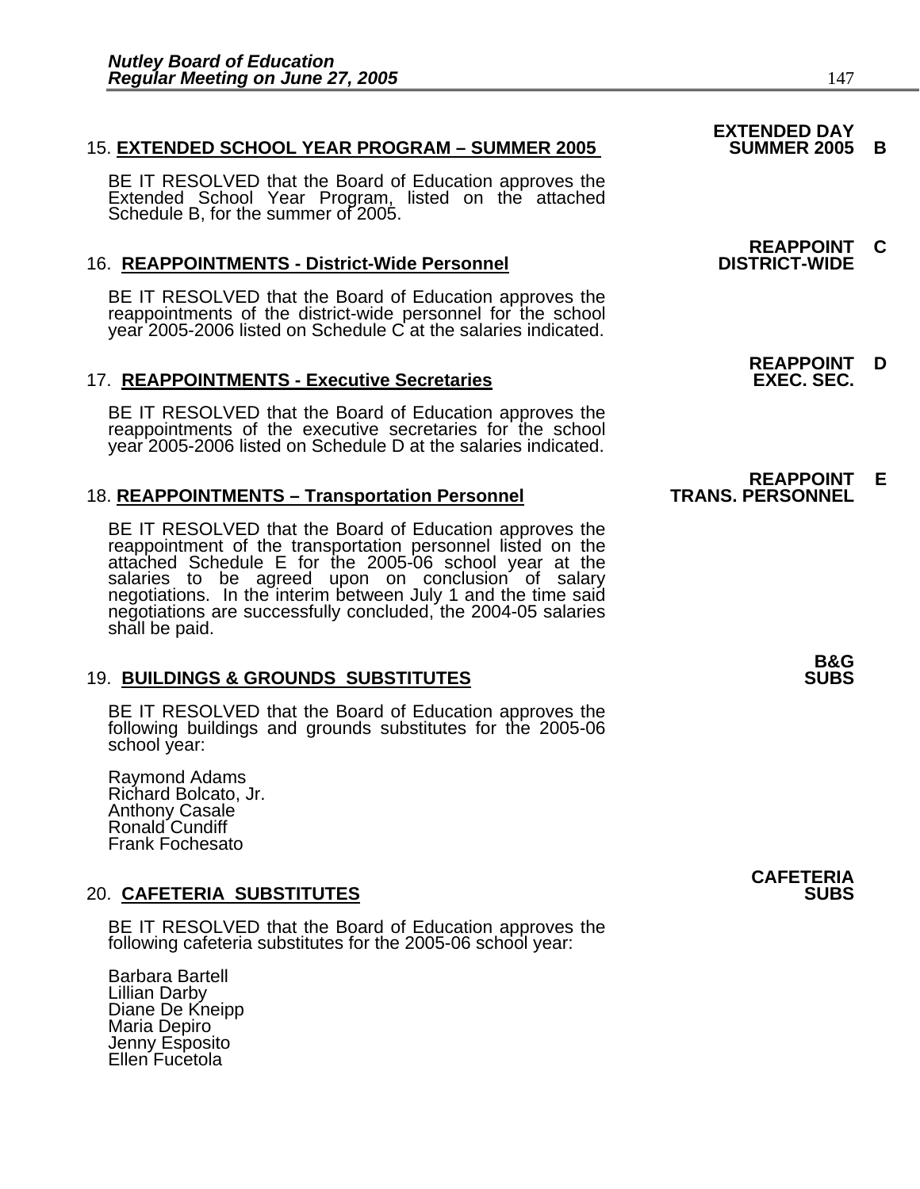15. **EXTENDED SCHOOL YEAR PROGRAM – SUMMER 2005** — **EXTENDED DAY SUMMER 2005 B**

BE IT RESOLVED that the Board of Education approves the Extended School Year Program, listed on the attached Schedule B, for the summer of 2005.

16. **REAPPOINTMENTS - District-Wide Personnel** — **REAPPOINT C DISTRICT-WIDE**

BE IT RESOLVED that the Board of Education approves the reappointments of the district-wide personnel for the school year 2005-2006 listed on Schedule C at the salaries indicated.

17. **REAPPOINTMENTS - Executive Secretaries** — **REAPPOINT D EXEC. SEC.**

BE IT RESOLVED that the Board of Education approves the reappointments of the executive secretaries for the school year 2005-2006 listed on Schedule D at the salaries indicated.

18. **REAPPOINTMENTS – Transportation Personnel** — **REAPPOINT E TRANS. PERSONNEL**

BE IT RESOLVED that the Board of Education approves the reappointment of the transportation personnel listed on the attached Schedule E for the 2005-06 school year at the salaries to be agreed upon on conclusion of salary negotiations. In the interim between July 1 and the time said negotiations are successfully concluded, the 2004-05 salaries shall be paid.

19. **BUILDINGS & GROUNDS SUBSTITUTES** — **B&G SUBS**

BE IT RESOLVED that the Board of Education approves the following buildings and grounds substitutes for the 2005-06 school year:

Raymond Adams
Richard Bolcato, Jr.
Anthony Casale
Ronald Cundiff
Frank Fochesato

20. **CAFETERIA SUBSTITUTES** — **CAFETERIA SUBS**

BE IT RESOLVED that the Board of Education approves the following cafeteria substitutes for the 2005-06 school year:

Barbara Bartell
Lillian Darby
Diane De Kneipp
Maria Depiro
Jenny Esposito
Ellen Fucetola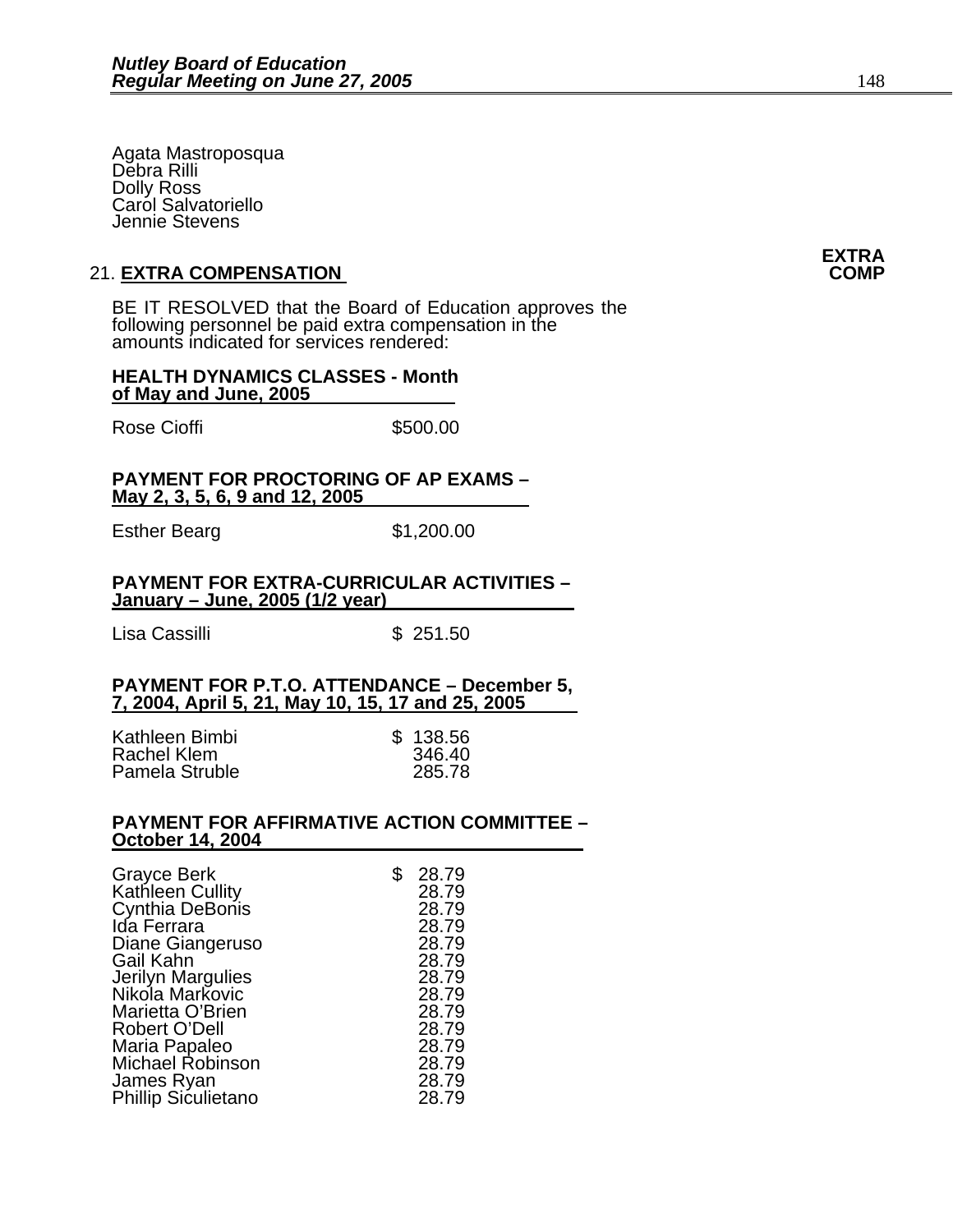Agata Mastroposqua
Debra Rilli
Dolly Ross
Carol Salvatoriello
Jennie Stevens

21. **EXTRA COMPENSATION** **EXTRA COMP**

BE IT RESOLVED that the Board of Education approves the following personnel be paid extra compensation in the amounts indicated for services rendered:

**HEALTH DYNAMICS CLASSES - Month of May and June, 2005**

| | |
|---|---|
| Rose Cioffi | $500.00 |

**PAYMENT FOR PROCTORING OF AP EXAMS – May 2, 3, 5, 6, 9 and 12, 2005**

| | |
|---|---|
| Esther Bearg | $1,200.00 |

**PAYMENT FOR EXTRA-CURRICULAR ACTIVITIES – January – June, 2005 (1/2 year)**

| | |
|---|---|
| Lisa Cassilli | $ 251.50 |

**PAYMENT FOR P.T.O. ATTENDANCE – December 5, 7, 2004, April 5, 21, May 10, 15, 17 and 25, 2005**

| | |
|---|---|
| Kathleen Bimbi | $ 138.56 |
| Rachel Klem | 346.40 |
| Pamela Struble | 285.78 |

**PAYMENT FOR AFFIRMATIVE ACTION COMMITTEE – October 14, 2004**

| | |
|---|---|
| Grayce Berk | $ 28.79 |
| Kathleen Cullity | 28.79 |
| Cynthia DeBonis | 28.79 |
| Ida Ferrara | 28.79 |
| Diane Giangeruso | 28.79 |
| Gail Kahn | 28.79 |
| Jerilyn Margulies | 28.79 |
| Nikola Markovic | 28.79 |
| Marietta O'Brien | 28.79 |
| Robert O'Dell | 28.79 |
| Maria Papaleo | 28.79 |
| Michael Robinson | 28.79 |
| James Ryan | 28.79 |
| Phillip Siculietano | 28.79 |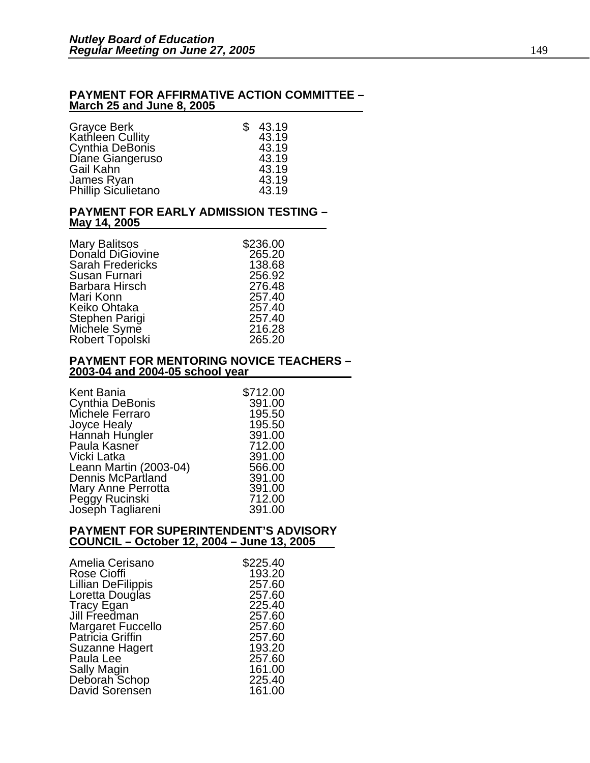**PAYMENT FOR AFFIRMATIVE ACTION COMMITTEE – March 25 and June 8, 2005**

| | |
|---|---|
| Grayce Berk | $ 43.19 |
| Kathleen Cullity | 43.19 |
| Cynthia DeBonis | 43.19 |
| Diane Giangeruso | 43.19 |
| Gail Kahn | 43.19 |
| James Ryan | 43.19 |
| Phillip Siculietano | 43.19 |

**PAYMENT FOR EARLY ADMISSION TESTING – May 14, 2005**

| | |
|---|---|
| Mary Balitsos | $236.00 |
| Donald DiGiovine | 265.20 |
| Sarah Fredericks | 138.68 |
| Susan Furnari | 256.92 |
| Barbara Hirsch | 276.48 |
| Mari Konn | 257.40 |
| Keiko Ohtaka | 257.40 |
| Stephen Parigi | 257.40 |
| Michele Syme | 216.28 |
| Robert Topolski | 265.20 |

**PAYMENT FOR MENTORING NOVICE TEACHERS – 2003-04 and 2004-05 school year**

| | |
|---|---|
| Kent Bania | $712.00 |
| Cynthia DeBonis | 391.00 |
| Michele Ferraro | 195.50 |
| Joyce Healy | 195.50 |
| Hannah Hungler | 391.00 |
| Paula Kasner | 712.00 |
| Vicki Latka | 391.00 |
| Leann Martin (2003-04) | 566.00 |
| Dennis McPartland | 391.00 |
| Mary Anne Perrotta | 391.00 |
| Peggy Rucinski | 712.00 |
| Joseph Tagliareni | 391.00 |

**PAYMENT FOR SUPERINTENDENT'S ADVISORY COUNCIL – October 12, 2004 – June 13, 2005**

| | |
|---|---|
| Amelia Cerisano | $225.40 |
| Rose Cioffi | 193.20 |
| Lillian DeFilippis | 257.60 |
| Loretta Douglas | 257.60 |
| Tracy Egan | 225.40 |
| Jill Freedman | 257.60 |
| Margaret Fuccello | 257.60 |
| Patricia Griffin | 257.60 |
| Suzanne Hagert | 193.20 |
| Paula Lee | 257.60 |
| Sally Magin | 161.00 |
| Deborah Schop | 225.40 |
| David Sorensen | 161.00 |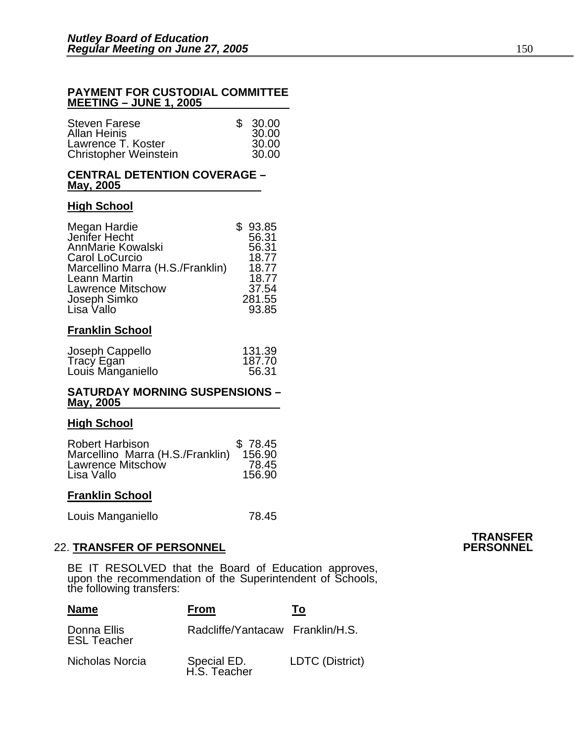**PAYMENT FOR CUSTODIAL COMMITTEE MEETING – JUNE 1, 2005**

| | |
|---|---|
| Steven Farese | $ 30.00 |
| Allan Heinis | 30.00 |
| Lawrence T. Koster | 30.00 |
| Christopher Weinstein | 30.00 |

**CENTRAL DETENTION COVERAGE – May, 2005**

**High School**

| | |
|---|---|
| Megan Hardie | $ 93.85 |
| Jenifer Hecht | 56.31 |
| AnnMarie Kowalski | 56.31 |
| Carol LoCurcio | 18.77 |
| Marcellino Marra (H.S./Franklin) | 18.77 |
| Leann Martin | 18.77 |
| Lawrence Mitschow | 37.54 |
| Joseph Simko | 281.55 |
| Lisa Vallo | 93.85 |

**Franklin School**

| | |
|---|---|
| Joseph Cappello | 131.39 |
| Tracy Egan | 187.70 |
| Louis Manganiello | 56.31 |

**SATURDAY MORNING SUSPENSIONS – May, 2005**

**High School**

| | |
|---|---|
| Robert Harbison | $ 78.45 |
| Marcellino Marra (H.S./Franklin) | 156.90 |
| Lawrence Mitschow | 78.45 |
| Lisa Vallo | 156.90 |

**Franklin School**

| | |
|---|---|
| Louis Manganiello | 78.45 |

**TRANSFER PERSONNEL**

22. **TRANSFER OF PERSONNEL**

BE IT RESOLVED that the Board of Education approves, upon the recommendation of the Superintendent of Schools, the following transfers:

| Name | From | To |
|---|---|---|
| Donna Ellis ESL Teacher | Radcliffe/Yantacaw | Franklin/H.S. |
| Nicholas Norcia | Special ED. H.S. Teacher | LDTC (District) |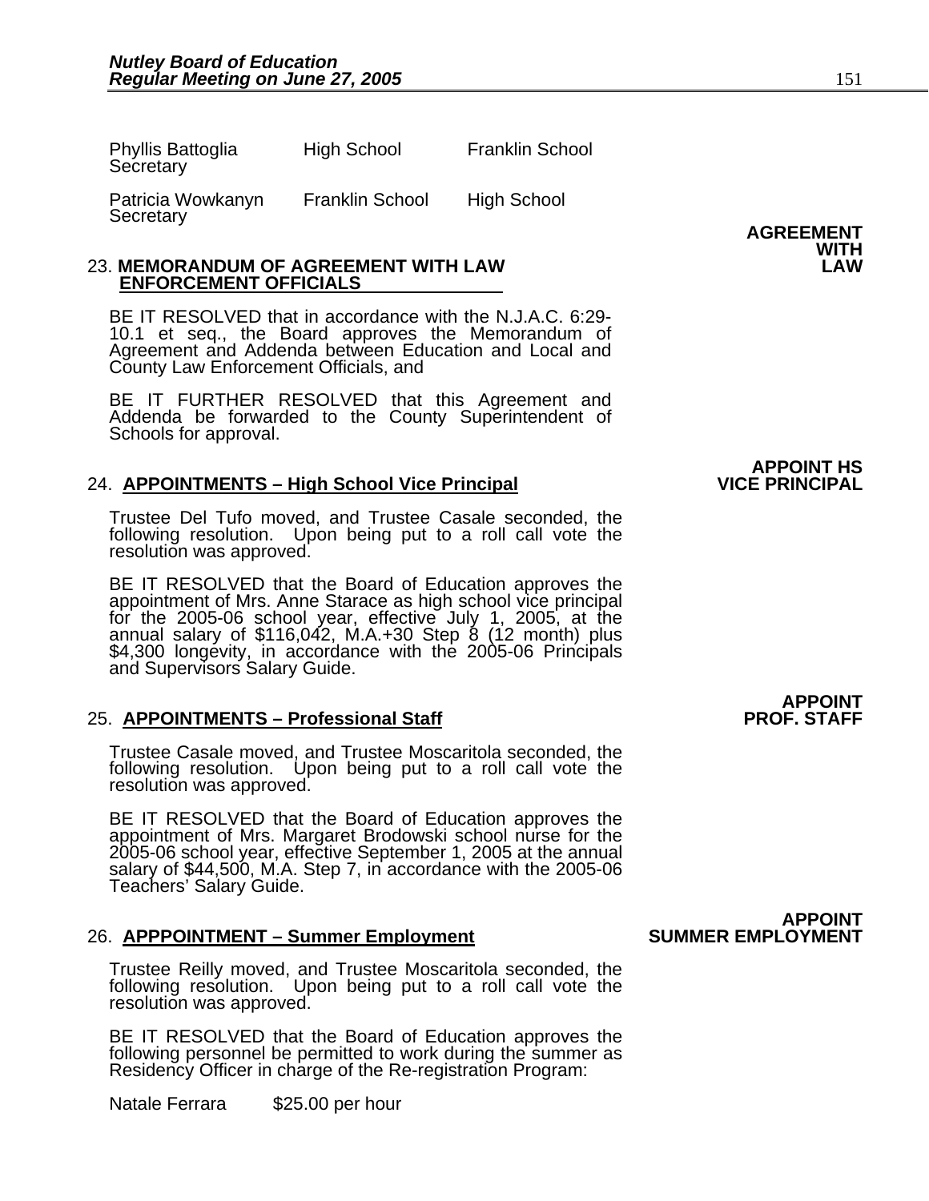| | | |
|---|---|---|
| Phyllis Battoglia Secretary | High School | Franklin School |
| Patricia Wowkanyn Secretary | Franklin School | High School |

**AGREEMENT WITH LAW**

23. **MEMORANDUM OF AGREEMENT WITH LAW ENFORCEMENT OFFICIALS**

BE IT RESOLVED that in accordance with the N.J.A.C. 6:29-10.1 et seq., the Board approves the Memorandum of Agreement and Addenda between Education and Local and County Law Enforcement Officials, and

BE IT FURTHER RESOLVED that this Agreement and Addenda be forwarded to the County Superintendent of Schools for approval.

**APPOINT HS VICE PRINCIPAL**

24. **APPOINTMENTS – High School Vice Principal**

Trustee Del Tufo moved, and Trustee Casale seconded, the following resolution. Upon being put to a roll call vote the resolution was approved.

BE IT RESOLVED that the Board of Education approves the appointment of Mrs. Anne Starace as high school vice principal for the 2005-06 school year, effective July 1, 2005, at the annual salary of $116,042, M.A.+30 Step 8 (12 month) plus $4,300 longevity, in accordance with the 2005-06 Principals and Supervisors Salary Guide.

**APPOINT PROF. STAFF**

25. **APPOINTMENTS – Professional Staff**

Trustee Casale moved, and Trustee Moscaritola seconded, the following resolution. Upon being put to a roll call vote the resolution was approved.

BE IT RESOLVED that the Board of Education approves the appointment of Mrs. Margaret Brodowski school nurse for the 2005-06 school year, effective September 1, 2005 at the annual salary of $44,500, M.A. Step 7, in accordance with the 2005-06 Teachers' Salary Guide.

**APPOINT SUMMER EMPLOYMENT**

26. **APPPOINTMENT – Summer Employment**

Trustee Reilly moved, and Trustee Moscaritola seconded, the following resolution. Upon being put to a roll call vote the resolution was approved.

BE IT RESOLVED that the Board of Education approves the following personnel be permitted to work during the summer as Residency Officer in charge of the Re-registration Program:

Natale Ferrara $25.00 per hour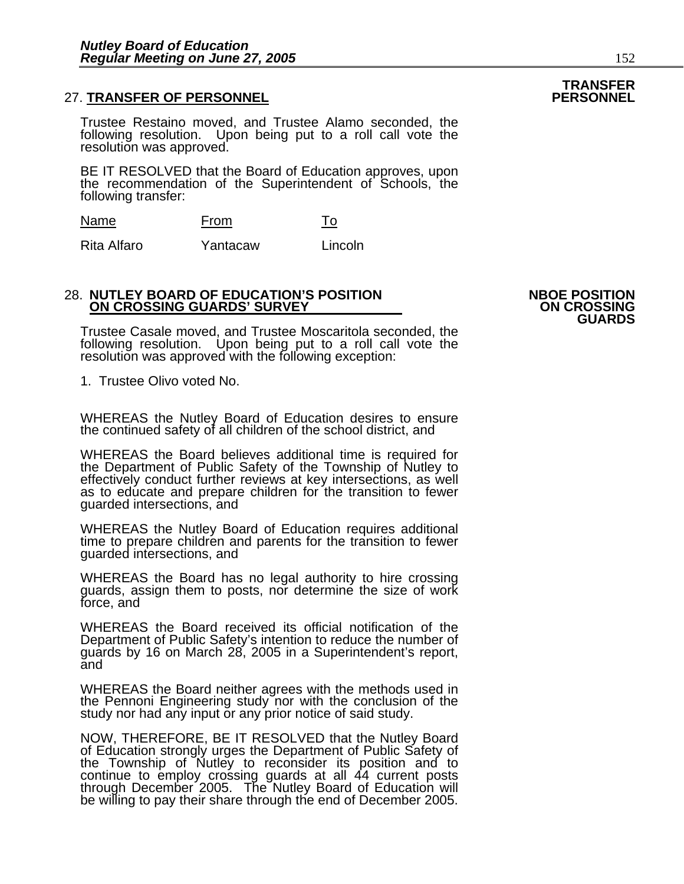## 27. TRANSFER OF PERSONNEL

**TRANSFER PERSONNEL**

Trustee Restaino moved, and Trustee Alamo seconded, the following resolution. Upon being put to a roll call vote the resolution was approved.

BE IT RESOLVED that the Board of Education approves, upon the recommendation of the Superintendent of Schools, the following transfer:

| Name | From | To |
|---|---|---|
| Rita Alfaro | Yantacaw | Lincoln |

## 28. NUTLEY BOARD OF EDUCATION'S POSITION ON CROSSING GUARDS' SURVEY

**NBOE POSITION ON CROSSING GUARDS**

Trustee Casale moved, and Trustee Moscaritola seconded, the following resolution. Upon being put to a roll call vote the resolution was approved with the following exception:

1. Trustee Olivo voted No.

WHEREAS the Nutley Board of Education desires to ensure the continued safety of all children of the school district, and

WHEREAS the Board believes additional time is required for the Department of Public Safety of the Township of Nutley to effectively conduct further reviews at key intersections, as well as to educate and prepare children for the transition to fewer guarded intersections, and

WHEREAS the Nutley Board of Education requires additional time to prepare children and parents for the transition to fewer guarded intersections, and

WHEREAS the Board has no legal authority to hire crossing guards, assign them to posts, nor determine the size of work force, and

WHEREAS the Board received its official notification of the Department of Public Safety's intention to reduce the number of guards by 16 on March 28, 2005 in a Superintendent's report, and

WHEREAS the Board neither agrees with the methods used in the Pennoni Engineering study nor with the conclusion of the study nor had any input or any prior notice of said study.

NOW, THEREFORE, BE IT RESOLVED that the Nutley Board of Education strongly urges the Department of Public Safety of the Township of Nutley to reconsider its position and to continue to employ crossing guards at all 44 current posts through December 2005. The Nutley Board of Education will be willing to pay their share through the end of December 2005.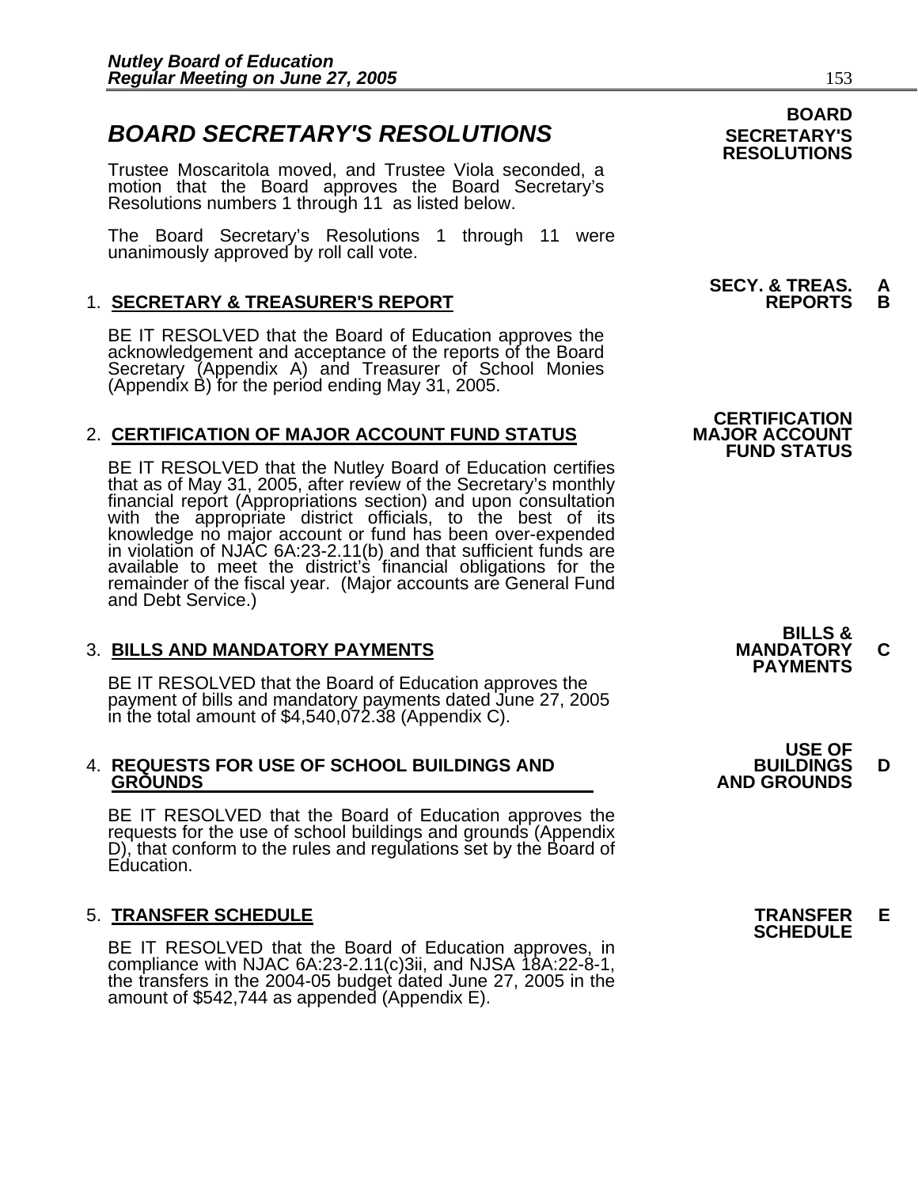# BOARD SECRETARY'S RESOLUTIONS

**BOARD SECRETARY'S RESOLUTIONS**

Trustee Moscaritola moved, and Trustee Viola seconded, a motion that the Board approves the Board Secretary's Resolutions numbers 1 through 11 as listed below.

The Board Secretary's Resolutions 1 through 11 were unanimously approved by roll call vote.

**SECY. & TREAS. REPORTS A B**

1. **SECRETARY & TREASURER'S REPORT**

BE IT RESOLVED that the Board of Education approves the acknowledgement and acceptance of the reports of the Board Secretary (Appendix A) and Treasurer of School Monies (Appendix B) for the period ending May 31, 2005.

**CERTIFICATION MAJOR ACCOUNT FUND STATUS**

2. **CERTIFICATION OF MAJOR ACCOUNT FUND STATUS**

BE IT RESOLVED that the Nutley Board of Education certifies that as of May 31, 2005, after review of the Secretary's monthly financial report (Appropriations section) and upon consultation with the appropriate district officials, to the best of its knowledge no major account or fund has been over-expended in violation of NJAC 6A:23-2.11(b) and that sufficient funds are available to meet the district's financial obligations for the remainder of the fiscal year. (Major accounts are General Fund and Debt Service.)

**BILLS & MANDATORY PAYMENTS C**

3. **BILLS AND MANDATORY PAYMENTS**

BE IT RESOLVED that the Board of Education approves the payment of bills and mandatory payments dated June 27, 2005 in the total amount of $4,540,072.38 (Appendix C).

**USE OF BUILDINGS AND GROUNDS D**

4. **REQUESTS FOR USE OF SCHOOL BUILDINGS AND GROUNDS**

BE IT RESOLVED that the Board of Education approves the requests for the use of school buildings and grounds (Appendix D), that conform to the rules and regulations set by the Board of Education.

**TRANSFER SCHEDULE E**

5. **TRANSFER SCHEDULE**

BE IT RESOLVED that the Board of Education approves, in compliance with NJAC 6A:23-2.11(c)3ii, and NJSA 18A:22-8-1, the transfers in the 2004-05 budget dated June 27, 2005 in the amount of $542,744 as appended (Appendix E).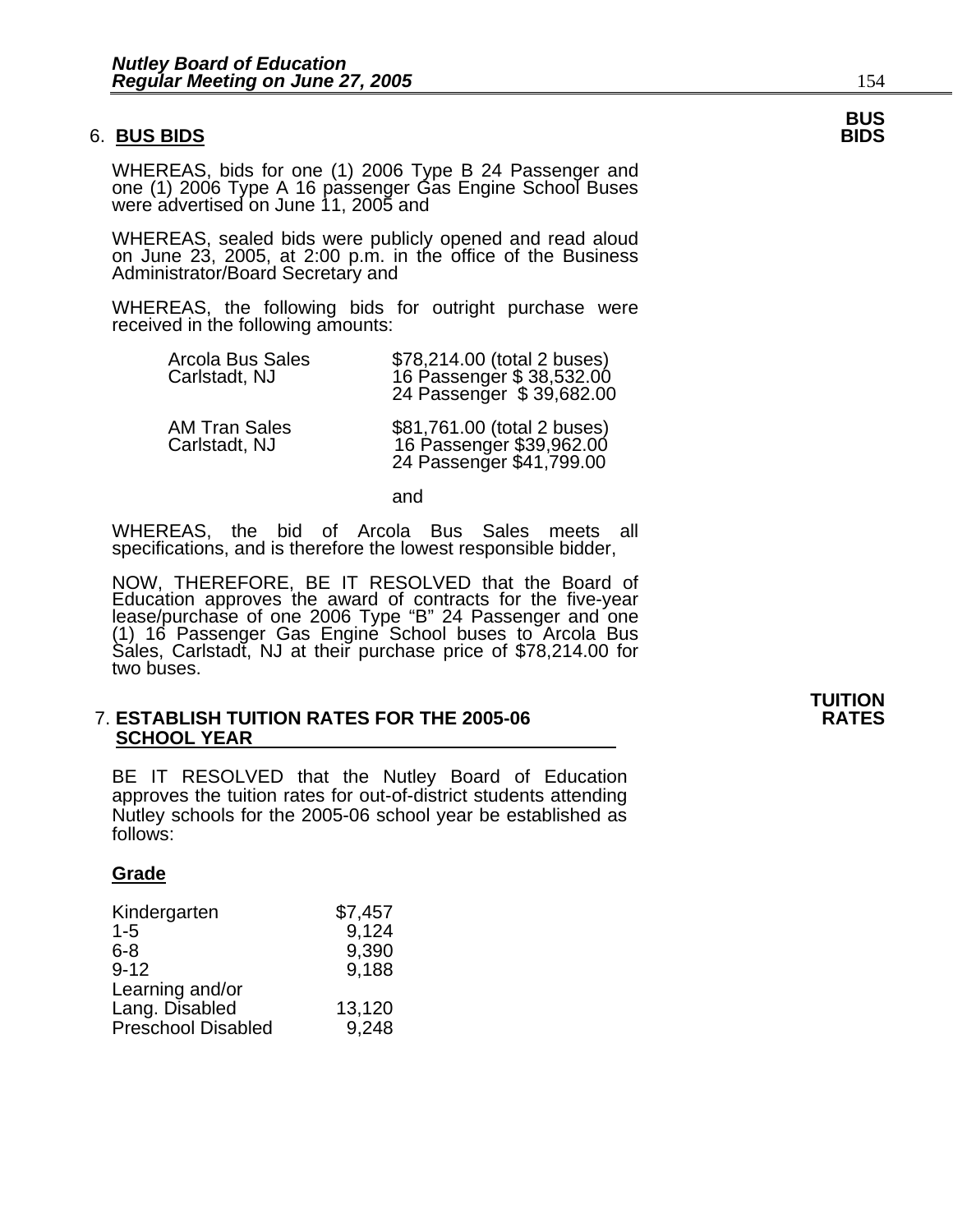**BUS BIDS**

6. **BUS BIDS**

WHEREAS, bids for one (1) 2006 Type B 24 Passenger and one (1) 2006 Type A 16 passenger Gas Engine School Buses were advertised on June 11, 2005 and

WHEREAS, sealed bids were publicly opened and read aloud on June 23, 2005, at 2:00 p.m. in the office of the Business Administrator/Board Secretary and

WHEREAS, the following bids for outright purchase were received in the following amounts:

| | |
|---|---|
| Arcola Bus Sales<br>Carlstadt, NJ | $78,214.00 (total 2 buses)<br>16 Passenger $ 38,532.00<br>24 Passenger $ 39,682.00 |
| AM Tran Sales<br>Carlstadt, NJ | $81,761.00 (total 2 buses)<br>16 Passenger $39,962.00<br>24 Passenger $41,799.00 |

and

WHEREAS, the bid of Arcola Bus Sales meets all specifications, and is therefore the lowest responsible bidder,

NOW, THEREFORE, BE IT RESOLVED that the Board of Education approves the award of contracts for the five-year lease/purchase of one 2006 Type "B" 24 Passenger and one (1) 16 Passenger Gas Engine School buses to Arcola Bus Sales, Carlstadt, NJ at their purchase price of $78,214.00 for two buses.

**TUITION RATES**

7. **ESTABLISH TUITION RATES FOR THE 2005-06 SCHOOL YEAR**

BE IT RESOLVED that the Nutley Board of Education approves the tuition rates for out-of-district students attending Nutley schools for the 2005-06 school year be established as follows:

| **Grade** | |
|---|---|
| Kindergarten | $7,457 |
| 1-5 | 9,124 |
| 6-8 | 9,390 |
| 9-12 | 9,188 |
| Learning and/or Lang. Disabled | 13,120 |
| Preschool Disabled | 9,248 |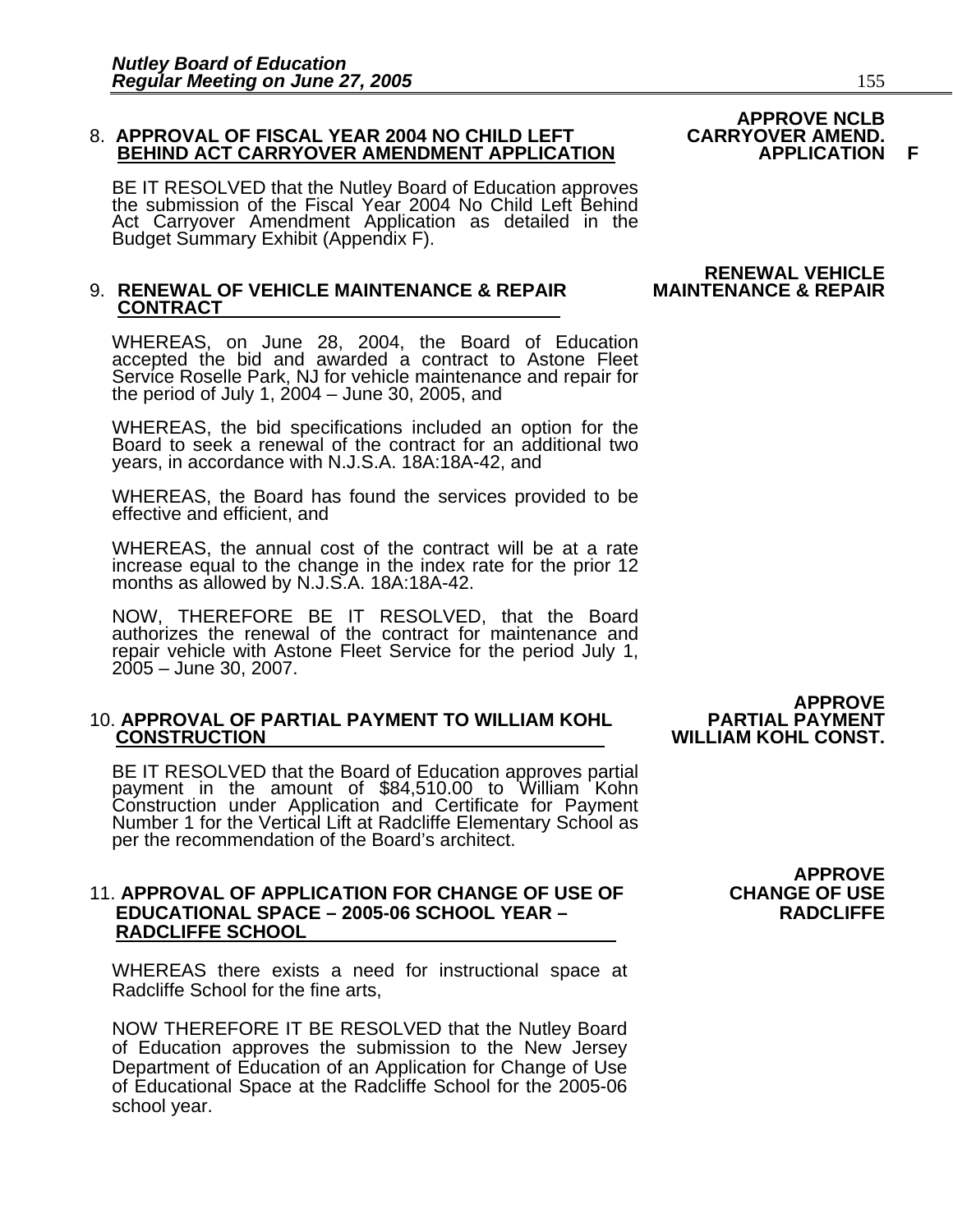**APPROVE NCLB CARRYOVER AMEND. APPLICATION F**

8. **APPROVAL OF FISCAL YEAR 2004 NO CHILD LEFT BEHIND ACT CARRYOVER AMENDMENT APPLICATION**

BE IT RESOLVED that the Nutley Board of Education approves the submission of the Fiscal Year 2004 No Child Left Behind Act Carryover Amendment Application as detailed in the Budget Summary Exhibit (Appendix F).

**RENEWAL VEHICLE MAINTENANCE & REPAIR**

9. **RENEWAL OF VEHICLE MAINTENANCE & REPAIR CONTRACT**

WHEREAS, on June 28, 2004, the Board of Education accepted the bid and awarded a contract to Astone Fleet Service Roselle Park, NJ for vehicle maintenance and repair for the period of July 1, 2004 – June 30, 2005, and

WHEREAS, the bid specifications included an option for the Board to seek a renewal of the contract for an additional two years, in accordance with N.J.S.A. 18A:18A-42, and

WHEREAS, the Board has found the services provided to be effective and efficient, and

WHEREAS, the annual cost of the contract will be at a rate increase equal to the change in the index rate for the prior 12 months as allowed by N.J.S.A. 18A:18A-42.

NOW, THEREFORE BE IT RESOLVED, that the Board authorizes the renewal of the contract for maintenance and repair vehicle with Astone Fleet Service for the period July 1, 2005 – June 30, 2007.

**APPROVE PARTIAL PAYMENT WILLIAM KOHL CONST.**

10. **APPROVAL OF PARTIAL PAYMENT TO WILLIAM KOHL CONSTRUCTION**

BE IT RESOLVED that the Board of Education approves partial payment in the amount of $84,510.00 to William Kohn Construction under Application and Certificate for Payment Number 1 for the Vertical Lift at Radcliffe Elementary School as per the recommendation of the Board's architect.

**APPROVE CHANGE OF USE RADCLIFFE**

11. **APPROVAL OF APPLICATION FOR CHANGE OF USE OF EDUCATIONAL SPACE – 2005-06 SCHOOL YEAR – RADCLIFFE SCHOOL**

WHEREAS there exists a need for instructional space at Radcliffe School for the fine arts,

NOW THEREFORE IT BE RESOLVED that the Nutley Board of Education approves the submission to the New Jersey Department of Education of an Application for Change of Use of Educational Space at the Radcliffe School for the 2005-06 school year.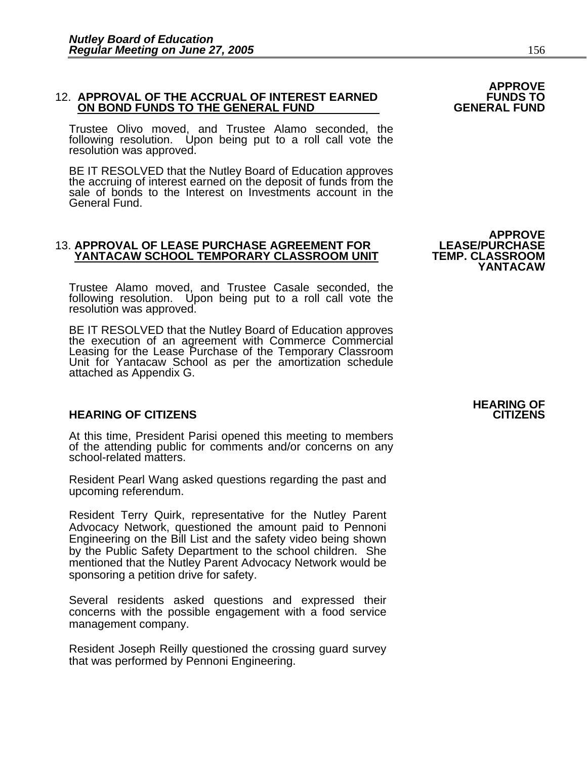**APPROVE FUNDS TO GENERAL FUND**

12. **APPROVAL OF THE ACCRUAL OF INTEREST EARNED ON BOND FUNDS TO THE GENERAL FUND**

Trustee Olivo moved, and Trustee Alamo seconded, the following resolution. Upon being put to a roll call vote the resolution was approved.

BE IT RESOLVED that the Nutley Board of Education approves the accruing of interest earned on the deposit of funds from the sale of bonds to the Interest on Investments account in the General Fund.

**APPROVE LEASE/PURCHASE TEMP. CLASSROOM YANTACAW**

13. **APPROVAL OF LEASE PURCHASE AGREEMENT FOR YANTACAW SCHOOL TEMPORARY CLASSROOM UNIT**

Trustee Alamo moved, and Trustee Casale seconded, the following resolution. Upon being put to a roll call vote the resolution was approved.

BE IT RESOLVED that the Nutley Board of Education approves the execution of an agreement with Commerce Commercial Leasing for the Lease Purchase of the Temporary Classroom Unit for Yantacaw School as per the amortization schedule attached as Appendix G.

**HEARING OF CITIZENS**

## HEARING OF CITIZENS

At this time, President Parisi opened this meeting to members of the attending public for comments and/or concerns on any school-related matters.

Resident Pearl Wang asked questions regarding the past and upcoming referendum.

Resident Terry Quirk, representative for the Nutley Parent Advocacy Network, questioned the amount paid to Pennoni Engineering on the Bill List and the safety video being shown by the Public Safety Department to the school children. She mentioned that the Nutley Parent Advocacy Network would be sponsoring a petition drive for safety.

Several residents asked questions and expressed their concerns with the possible engagement with a food service management company.

Resident Joseph Reilly questioned the crossing guard survey that was performed by Pennoni Engineering.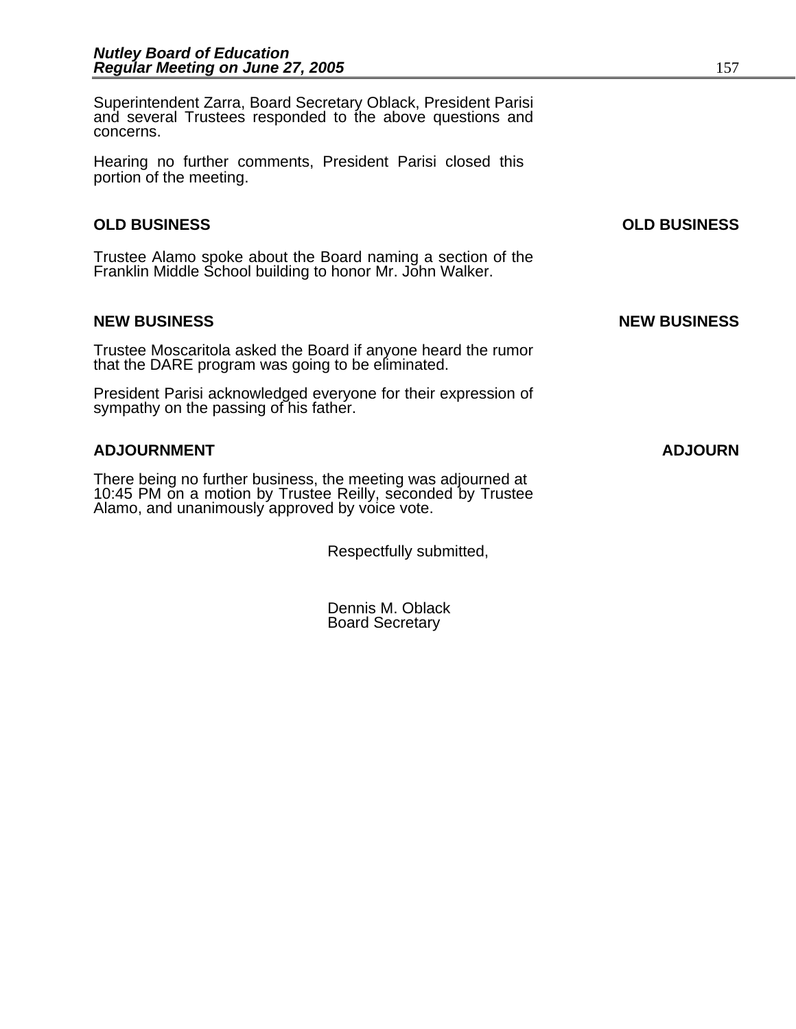Superintendent Zarra, Board Secretary Oblack, President Parisi and several Trustees responded to the above questions and concerns.

Hearing no further comments, President Parisi closed this portion of the meeting.

**OLD BUSINESS** **OLD BUSINESS**

Trustee Alamo spoke about the Board naming a section of the Franklin Middle School building to honor Mr. John Walker.

**NEW BUSINESS** **NEW BUSINESS**

Trustee Moscaritola asked the Board if anyone heard the rumor that the DARE program was going to be eliminated.

President Parisi acknowledged everyone for their expression of sympathy on the passing of his father.

**ADJOURNMENT** **ADJOURN**

There being no further business, the meeting was adjourned at 10:45 PM on a motion by Trustee Reilly, seconded by Trustee Alamo, and unanimously approved by voice vote.

Respectfully submitted,

Dennis M. Oblack
Board Secretary